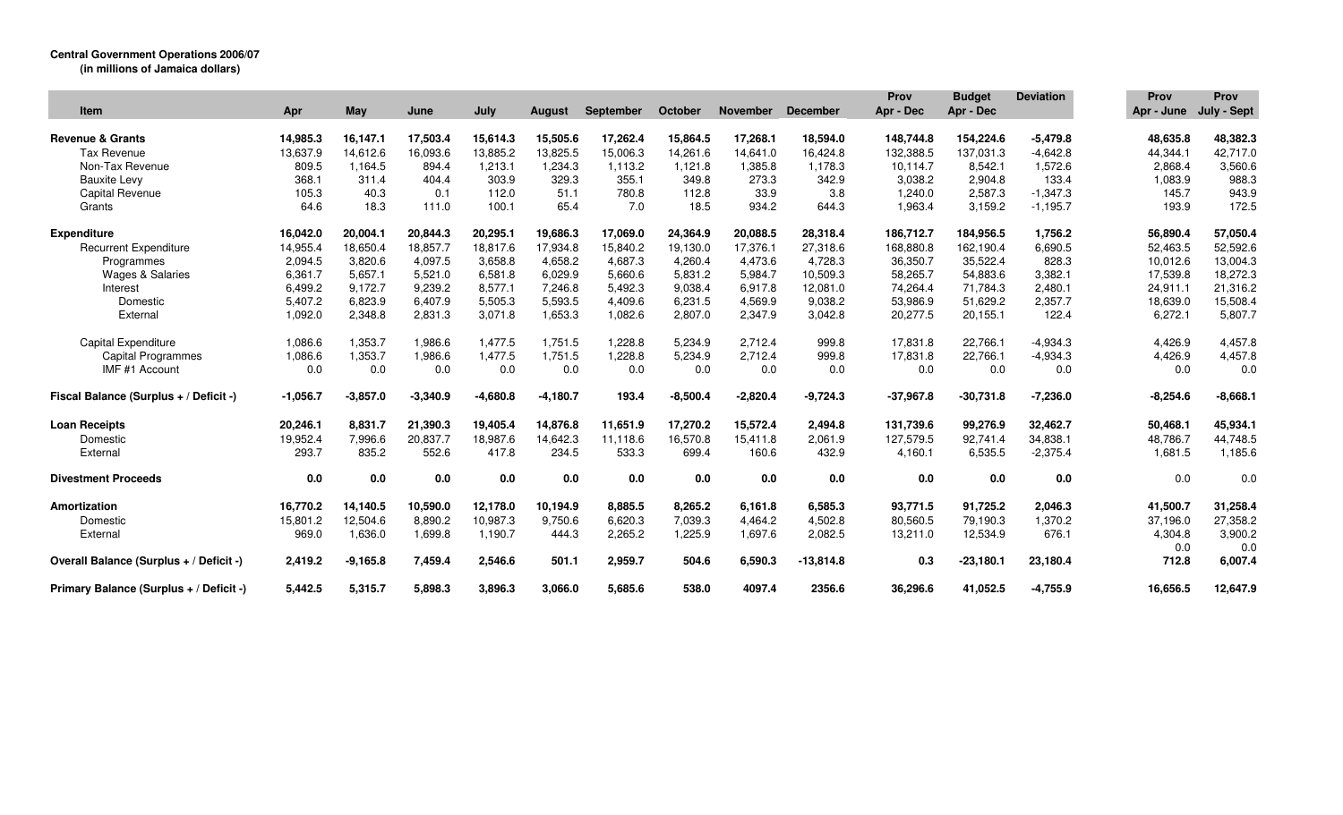**Central Government Operations 2006/07**
**(in millions of Jamaica dollars)**

| Item | Apr | May | June | July | August | September | October | November | December | Prov Apr - Dec | Budget Apr - Dec | Deviation | Prov Apr - June | Prov July - Sept |
|---|---|---|---|---|---|---|---|---|---|---|---|---|---|---|
| **Revenue & Grants** | **14,985.3** | **16,147.1** | **17,503.4** | **15,614.3** | **15,505.6** | **17,262.4** | **15,864.5** | **17,268.1** | **18,594.0** | **148,744.8** | **154,224.6** | **-5,479.8** | **48,635.8** | **48,382.3** |
| Tax Revenue | 13,637.9 | 14,612.6 | 16,093.6 | 13,885.2 | 13,825.5 | 15,006.3 | 14,261.6 | 14,641.0 | 16,424.8 | 132,388.5 | 137,031.3 | -4,642.8 | 44,344.1 | 42,717.0 |
| Non-Tax Revenue | 809.5 | 1,164.5 | 894.4 | 1,213.1 | 1,234.3 | 1,113.2 | 1,121.8 | 1,385.8 | 1,178.3 | 10,114.7 | 8,542.1 | 1,572.6 | 2,868.4 | 3,560.6 |
| Bauxite Levy | 368.1 | 311.4 | 404.4 | 303.9 | 329.3 | 355.1 | 349.8 | 273.3 | 342.9 | 3,038.2 | 2,904.8 | 133.4 | 1,083.9 | 988.3 |
| Capital Revenue | 105.3 | 40.3 | 0.1 | 112.0 | 51.1 | 780.8 | 112.8 | 33.9 | 3.8 | 1,240.0 | 2,587.3 | -1,347.3 | 145.7 | 943.9 |
| Grants | 64.6 | 18.3 | 111.0 | 100.1 | 65.4 | 7.0 | 18.5 | 934.2 | 644.3 | 1,963.4 | 3,159.2 | -1,195.7 | 193.9 | 172.5 |
| **Expenditure** | **16,042.0** | **20,004.1** | **20,844.3** | **20,295.1** | **19,686.3** | **17,069.0** | **24,364.9** | **20,088.5** | **28,318.4** | **186,712.7** | **184,956.5** | **1,756.2** | **56,890.4** | **57,050.4** |
| Recurrent Expenditure | 14,955.4 | 18,650.4 | 18,857.7 | 18,817.6 | 17,934.8 | 15,840.2 | 19,130.0 | 17,376.1 | 27,318.6 | 168,880.8 | 162,190.4 | 6,690.5 | 52,463.5 | 52,592.6 |
| Programmes | 2,094.5 | 3,820.6 | 4,097.5 | 3,658.8 | 4,658.2 | 4,687.3 | 4,260.4 | 4,473.6 | 4,728.3 | 36,350.7 | 35,522.4 | 828.3 | 10,012.6 | 13,004.3 |
| Wages & Salaries | 6,361.7 | 5,657.1 | 5,521.0 | 6,581.8 | 6,029.9 | 5,660.6 | 5,831.2 | 5,984.7 | 10,509.3 | 58,265.7 | 54,883.6 | 3,382.1 | 17,539.8 | 18,272.3 |
| Interest | 6,499.2 | 9,172.7 | 9,239.2 | 8,577.1 | 7,246.8 | 5,492.3 | 9,038.4 | 6,917.8 | 12,081.0 | 74,264.4 | 71,784.3 | 2,480.1 | 24,911.1 | 21,316.2 |
| Domestic | 5,407.2 | 6,823.9 | 6,407.9 | 5,505.3 | 5,593.5 | 4,409.6 | 6,231.5 | 4,569.9 | 9,038.2 | 53,986.9 | 51,629.2 | 2,357.7 | 18,639.0 | 15,508.4 |
| External | 1,092.0 | 2,348.8 | 2,831.3 | 3,071.8 | 1,653.3 | 1,082.6 | 2,807.0 | 2,347.9 | 3,042.8 | 20,277.5 | 20,155.1 | 122.4 | 6,272.1 | 5,807.7 |
| Capital Expenditure | 1,086.6 | 1,353.7 | 1,986.6 | 1,477.5 | 1,751.5 | 1,228.8 | 5,234.9 | 2,712.4 | 999.8 | 17,831.8 | 22,766.1 | -4,934.3 | 4,426.9 | 4,457.8 |
| Capital Programmes | 1,086.6 | 1,353.7 | 1,986.6 | 1,477.5 | 1,751.5 | 1,228.8 | 5,234.9 | 2,712.4 | 999.8 | 17,831.8 | 22,766.1 | -4,934.3 | 4,426.9 | 4,457.8 |
| IMF #1 Account | 0.0 | 0.0 | 0.0 | 0.0 | 0.0 | 0.0 | 0.0 | 0.0 | 0.0 | 0.0 | 0.0 | 0.0 | 0.0 | 0.0 |
| **Fiscal Balance (Surplus + / Deficit -)** | **-1,056.7** | **-3,857.0** | **-3,340.9** | **-4,680.8** | **-4,180.7** | **193.4** | **-8,500.4** | **-2,820.4** | **-9,724.3** | **-37,967.8** | **-30,731.8** | **-7,236.0** | **-8,254.6** | **-8,668.1** |
| **Loan Receipts** | **20,246.1** | **8,831.7** | **21,390.3** | **19,405.4** | **14,876.8** | **11,651.9** | **17,270.2** | **15,572.4** | **2,494.8** | **131,739.6** | **99,276.9** | **32,462.7** | **50,468.1** | **45,934.1** |
| Domestic | 19,952.4 | 7,996.6 | 20,837.7 | 18,987.6 | 14,642.3 | 11,118.6 | 16,570.8 | 15,411.8 | 2,061.9 | 127,579.5 | 92,741.4 | 34,838.1 | 48,786.7 | 44,748.5 |
| External | 293.7 | 835.2 | 552.6 | 417.8 | 234.5 | 533.3 | 699.4 | 160.6 | 432.9 | 4,160.1 | 6,535.5 | -2,375.4 | 1,681.5 | 1,185.6 |
| **Divestment Proceeds** | **0.0** | **0.0** | **0.0** | **0.0** | **0.0** | **0.0** | **0.0** | **0.0** | **0.0** | **0.0** | **0.0** | **0.0** | 0.0 | 0.0 |
| **Amortization** | **16,770.2** | **14,140.5** | **10,590.0** | **12,178.0** | **10,194.9** | **8,885.5** | **8,265.2** | **6,161.8** | **6,585.3** | **93,771.5** | **91,725.2** | **2,046.3** | **41,500.7** | **31,258.4** |
| Domestic | 15,801.2 | 12,504.6 | 8,890.2 | 10,987.3 | 9,750.6 | 6,620.3 | 7,039.3 | 4,464.2 | 4,502.8 | 80,560.5 | 79,190.3 | 1,370.2 | 37,196.0 | 27,358.2 |
| External | 969.0 | 1,636.0 | 1,699.8 | 1,190.7 | 444.3 | 2,265.2 | 1,225.9 | 1,697.6 | 2,082.5 | 13,211.0 | 12,534.9 | 676.1 | 4,304.8 | 3,900.2 |
| | | | | | | | | | | | | | 0.0 | 0.0 |
| **Overall Balance (Surplus + / Deficit -)** | **2,419.2** | **-9,165.8** | **7,459.4** | **2,546.6** | **501.1** | **2,959.7** | **504.6** | **6,590.3** | **-13,814.8** | **0.3** | **-23,180.1** | **23,180.4** | **712.8** | **6,007.4** |
| **Primary Balance (Surplus + / Deficit -)** | **5,442.5** | **5,315.7** | **5,898.3** | **3,896.3** | **3,066.0** | **5,685.6** | **538.0** | **4097.4** | **2356.6** | **36,296.6** | **41,052.5** | **-4,755.9** | **16,656.5** | **12,647.9** |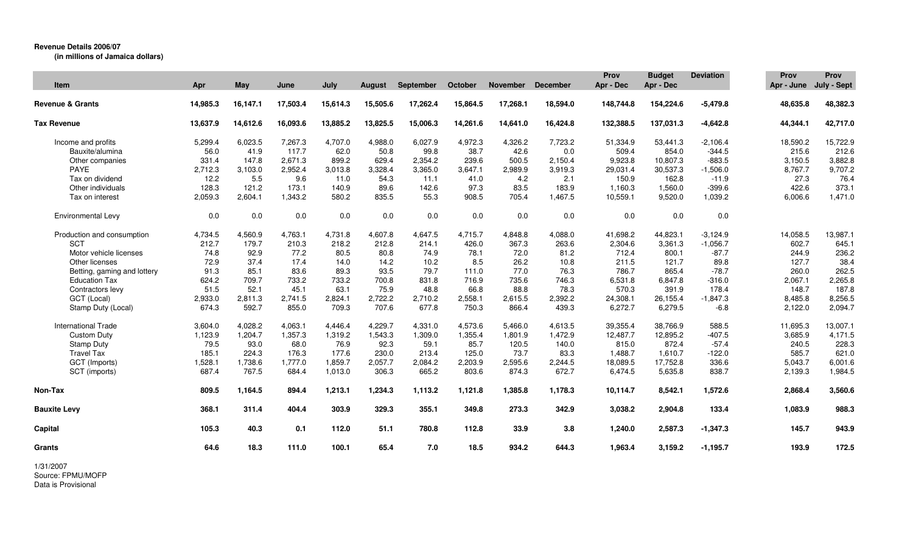**Revenue Details 2006/07**
**(in millions of Jamaica dollars)**

| Item | Apr | May | June | July | August | September | October | November | December | Prov Apr - Dec | Budget Apr - Dec | Deviation | Prov Apr - June | Prov July - Sept |
|---|---|---|---|---|---|---|---|---|---|---|---|---|---|---|
| **Revenue & Grants** | **14,985.3** | **16,147.1** | **17,503.4** | **15,614.3** | **15,505.6** | **17,262.4** | **15,864.5** | **17,268.1** | **18,594.0** | **148,744.8** | **154,224.6** | **-5,479.8** | **48,635.8** | **48,382.3** |
| **Tax Revenue** | **13,637.9** | **14,612.6** | **16,093.6** | **13,885.2** | **13,825.5** | **15,006.3** | **14,261.6** | **14,641.0** | **16,424.8** | **132,388.5** | **137,031.3** | **-4,642.8** | **44,344.1** | **42,717.0** |
| Income and profits | 5,299.4 | 6,023.5 | 7,267.3 | 4,707.0 | 4,988.0 | 6,027.9 | 4,972.3 | 4,326.2 | 7,723.2 | 51,334.9 | 53,441.3 | -2,106.4 | 18,590.2 | 15,722.9 |
| Bauxite/alumina | 56.0 | 41.9 | 117.7 | 62.0 | 50.8 | 99.8 | 38.7 | 42.6 | 0.0 | 509.4 | 854.0 | -344.5 | 215.6 | 212.6 |
| Other companies | 331.4 | 147.8 | 2,671.3 | 899.2 | 629.4 | 2,354.2 | 239.6 | 500.5 | 2,150.4 | 9,923.8 | 10,807.3 | -883.5 | 3,150.5 | 3,882.8 |
| PAYE | 2,712.3 | 3,103.0 | 2,952.4 | 3,013.8 | 3,328.4 | 3,365.0 | 3,647.1 | 2,989.9 | 3,919.3 | 29,031.4 | 30,537.3 | -1,506.0 | 8,767.7 | 9,707.2 |
| Tax on dividend | 12.2 | 5.5 | 9.6 | 11.0 | 54.3 | 11.1 | 41.0 | 4.2 | 2.1 | 150.9 | 162.8 | -11.9 | 27.3 | 76.4 |
| Other individuals | 128.3 | 121.2 | 173.1 | 140.9 | 89.6 | 142.6 | 97.3 | 83.5 | 183.9 | 1,160.3 | 1,560.0 | -399.6 | 422.6 | 373.1 |
| Tax on interest | 2,059.3 | 2,604.1 | 1,343.2 | 580.2 | 835.5 | 55.3 | 908.5 | 705.4 | 1,467.5 | 10,559.1 | 9,520.0 | 1,039.2 | 6,006.6 | 1,471.0 |
| Environmental Levy | 0.0 | 0.0 | 0.0 | 0.0 | 0.0 | 0.0 | 0.0 | 0.0 | 0.0 | 0.0 | 0.0 | 0.0 | | |
| Production and consumption | 4,734.5 | 4,560.9 | 4,763.1 | 4,731.8 | 4,607.8 | 4,647.5 | 4,715.7 | 4,848.8 | 4,088.0 | 41,698.2 | 44,823.1 | -3,124.9 | 14,058.5 | 13,987.1 |
| SCT | 212.7 | 179.7 | 210.3 | 218.2 | 212.8 | 214.1 | 426.0 | 367.3 | 263.6 | 2,304.6 | 3,361.3 | -1,056.7 | 602.7 | 645.1 |
| Motor vehicle licenses | 74.8 | 92.9 | 77.2 | 80.5 | 80.8 | 74.9 | 78.1 | 72.0 | 81.2 | 712.4 | 800.1 | -87.7 | 244.9 | 236.2 |
| Other licenses | 72.9 | 37.4 | 17.4 | 14.0 | 14.2 | 10.2 | 8.5 | 26.2 | 10.8 | 211.5 | 121.7 | 89.8 | 127.7 | 38.4 |
| Betting, gaming and lottery | 91.3 | 85.1 | 83.6 | 89.3 | 93.5 | 79.7 | 111.0 | 77.0 | 76.3 | 786.7 | 865.4 | -78.7 | 260.0 | 262.5 |
| Education Tax | 624.2 | 709.7 | 733.2 | 733.2 | 700.8 | 831.8 | 716.9 | 735.6 | 746.3 | 6,531.8 | 6,847.8 | -316.0 | 2,067.1 | 2,265.8 |
| Contractors levy | 51.5 | 52.1 | 45.1 | 63.1 | 75.9 | 48.8 | 66.8 | 88.8 | 78.3 | 570.3 | 391.9 | 178.4 | 148.7 | 187.8 |
| GCT (Local) | 2,933.0 | 2,811.3 | 2,741.5 | 2,824.1 | 2,722.2 | 2,710.2 | 2,558.1 | 2,615.5 | 2,392.2 | 24,308.1 | 26,155.4 | -1,847.3 | 8,485.8 | 8,256.5 |
| Stamp Duty (Local) | 674.3 | 592.7 | 855.0 | 709.3 | 707.6 | 677.8 | 750.3 | 866.4 | 439.3 | 6,272.7 | 6,279.5 | -6.8 | 2,122.0 | 2,094.7 |
| International Trade | 3,604.0 | 4,028.2 | 4,063.1 | 4,446.4 | 4,229.7 | 4,331.0 | 4,573.6 | 5,466.0 | 4,613.5 | 39,355.4 | 38,766.9 | 588.5 | 11,695.3 | 13,007.1 |
| Custom Duty | 1,123.9 | 1,204.7 | 1,357.3 | 1,319.2 | 1,543.3 | 1,309.0 | 1,355.4 | 1,801.9 | 1,472.9 | 12,487.7 | 12,895.2 | -407.5 | 3,685.9 | 4,171.5 |
| Stamp Duty | 79.5 | 93.0 | 68.0 | 76.9 | 92.3 | 59.1 | 85.7 | 120.5 | 140.0 | 815.0 | 872.4 | -57.4 | 240.5 | 228.3 |
| Travel Tax | 185.1 | 224.3 | 176.3 | 177.6 | 230.0 | 213.4 | 125.0 | 73.7 | 83.3 | 1,488.7 | 1,610.7 | -122.0 | 585.7 | 621.0 |
| GCT (Imports) | 1,528.1 | 1,738.6 | 1,777.0 | 1,859.7 | 2,057.7 | 2,084.2 | 2,203.9 | 2,595.6 | 2,244.5 | 18,089.5 | 17,752.8 | 336.6 | 5,043.7 | 6,001.6 |
| SCT (imports) | 687.4 | 767.5 | 684.4 | 1,013.0 | 306.3 | 665.2 | 803.6 | 874.3 | 672.7 | 6,474.5 | 5,635.8 | 838.7 | 2,139.3 | 1,984.5 |
| **Non-Tax** | **809.5** | **1,164.5** | **894.4** | **1,213.1** | **1,234.3** | **1,113.2** | **1,121.8** | **1,385.8** | **1,178.3** | **10,114.7** | **8,542.1** | **1,572.6** | **2,868.4** | **3,560.6** |
| **Bauxite Levy** | **368.1** | **311.4** | **404.4** | **303.9** | **329.3** | **355.1** | **349.8** | **273.3** | **342.9** | **3,038.2** | **2,904.8** | **133.4** | **1,083.9** | **988.3** |
| **Capital** | **105.3** | **40.3** | **0.1** | **112.0** | **51.1** | **780.8** | **112.8** | **33.9** | **3.8** | **1,240.0** | **2,587.3** | **-1,347.3** | **145.7** | **943.9** |
| **Grants** | **64.6** | **18.3** | **111.0** | **100.1** | **65.4** | **7.0** | **18.5** | **934.2** | **644.3** | **1,963.4** | **3,159.2** | **-1,195.7** | **193.9** | **172.5** |

1/31/2007
Source: FPMU/MOFP
Data is Provisional